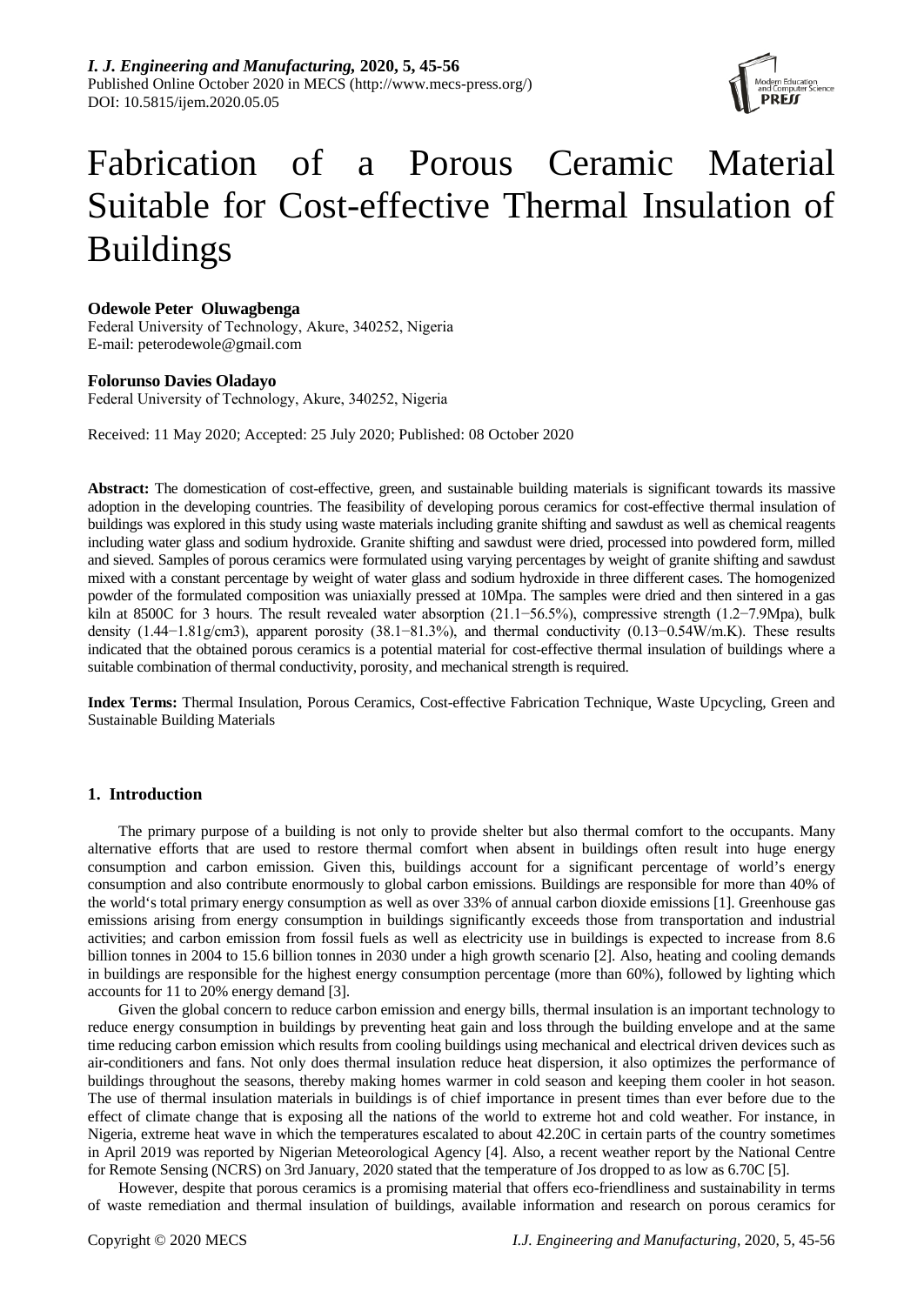*I. J. Engineering and Manufacturing,* **2020, 5, 45-56**
Published Online October 2020 in MECS (http://www.mecs-press.org/)
DOI: 10.5815/ijem.2020.05.05

# Fabrication of a Porous Ceramic Material Suitable for Cost-effective Thermal Insulation of Buildings

**Odewole Peter Oluwagbenga**
Federal University of Technology, Akure, 340252, Nigeria
E-mail: peterodewole@gmail.com

**Folorunso Davies Oladayo**
Federal University of Technology, Akure, 340252, Nigeria

Received: 11 May 2020; Accepted: 25 July 2020; Published: 08 October 2020

**Abstract:** The domestication of cost-effective, green, and sustainable building materials is significant towards its massive adoption in the developing countries. The feasibility of developing porous ceramics for cost-effective thermal insulation of buildings was explored in this study using waste materials including granite shifting and sawdust as well as chemical reagents including water glass and sodium hydroxide. Granite shifting and sawdust were dried, processed into powdered form, milled and sieved. Samples of porous ceramics were formulated using varying percentages by weight of granite shifting and sawdust mixed with a constant percentage by weight of water glass and sodium hydroxide in three different cases. The homogenized powder of the formulated composition was uniaxially pressed at 10Mpa. The samples were dried and then sintered in a gas kiln at 8500C for 3 hours. The result revealed water absorption (21.1−56.5%), compressive strength (1.2−7.9Mpa), bulk density (1.44−1.81g/cm3), apparent porosity (38.1−81.3%), and thermal conductivity (0.13−0.54W/m.K). These results indicated that the obtained porous ceramics is a potential material for cost-effective thermal insulation of buildings where a suitable combination of thermal conductivity, porosity, and mechanical strength is required.

**Index Terms:** Thermal Insulation, Porous Ceramics, Cost-effective Fabrication Technique, Waste Upcycling, Green and Sustainable Building Materials

## 1. Introduction

The primary purpose of a building is not only to provide shelter but also thermal comfort to the occupants. Many alternative efforts that are used to restore thermal comfort when absent in buildings often result into huge energy consumption and carbon emission. Given this, buildings account for a significant percentage of world's energy consumption and also contribute enormously to global carbon emissions. Buildings are responsible for more than 40% of the world's total primary energy consumption as well as over 33% of annual carbon dioxide emissions [1]. Greenhouse gas emissions arising from energy consumption in buildings significantly exceeds those from transportation and industrial activities; and carbon emission from fossil fuels as well as electricity use in buildings is expected to increase from 8.6 billion tonnes in 2004 to 15.6 billion tonnes in 2030 under a high growth scenario [2]. Also, heating and cooling demands in buildings are responsible for the highest energy consumption percentage (more than 60%), followed by lighting which accounts for 11 to 20% energy demand [3].

Given the global concern to reduce carbon emission and energy bills, thermal insulation is an important technology to reduce energy consumption in buildings by preventing heat gain and loss through the building envelope and at the same time reducing carbon emission which results from cooling buildings using mechanical and electrical driven devices such as air-conditioners and fans. Not only does thermal insulation reduce heat dispersion, it also optimizes the performance of buildings throughout the seasons, thereby making homes warmer in cold season and keeping them cooler in hot season. The use of thermal insulation materials in buildings is of chief importance in present times than ever before due to the effect of climate change that is exposing all the nations of the world to extreme hot and cold weather. For instance, in Nigeria, extreme heat wave in which the temperatures escalated to about 42.20C in certain parts of the country sometimes in April 2019 was reported by Nigerian Meteorological Agency [4]. Also, a recent weather report by the National Centre for Remote Sensing (NCRS) on 3rd January, 2020 stated that the temperature of Jos dropped to as low as 6.70C [5].

However, despite that porous ceramics is a promising material that offers eco-friendliness and sustainability in terms of waste remediation and thermal insulation of buildings, available information and research on porous ceramics for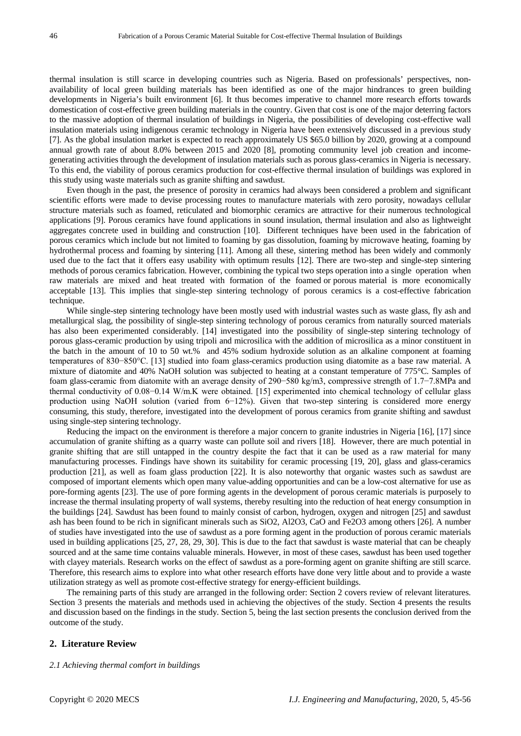thermal insulation is still scarce in developing countries such as Nigeria. Based on professionals' perspectives, non-availability of local green building materials has been identified as one of the major hindrances to green building developments in Nigeria's built environment [6]. It thus becomes imperative to channel more research efforts towards domestication of cost-effective green building materials in the country. Given that cost is one of the major deterring factors to the massive adoption of thermal insulation of buildings in Nigeria, the possibilities of developing cost-effective wall insulation materials using indigenous ceramic technology in Nigeria have been extensively discussed in a previous study [7]. As the global insulation market is expected to reach approximately US \$65.0 billion by 2020, growing at a compound annual growth rate of about 8.0% between 2015 and 2020 [8], promoting community level job creation and income-generating activities through the development of insulation materials such as porous glass-ceramics in Nigeria is necessary. To this end, the viability of porous ceramics production for cost-effective thermal insulation of buildings was explored in this study using waste materials such as granite shifting and sawdust.

Even though in the past, the presence of porosity in ceramics had always been considered a problem and significant scientific efforts were made to devise processing routes to manufacture materials with zero porosity, nowadays cellular structure materials such as foamed, reticulated and biomorphic ceramics are attractive for their numerous technological applications [9]. Porous ceramics have found applications in sound insulation, thermal insulation and also as lightweight aggregates concrete used in building and construction [10]. Different techniques have been used in the fabrication of porous ceramics which include but not limited to foaming by gas dissolution, foaming by microwave heating, foaming by hydrothermal process and foaming by sintering [11]. Among all these, sintering method has been widely and commonly used due to the fact that it offers easy usability with optimum results [12]. There are two-step and single-step sintering methods of porous ceramics fabrication. However, combining the typical two steps operation into a single operation when raw materials are mixed and heat treated with formation of the foamed or porous material is more economically acceptable [13]. This implies that single-step sintering technology of porous ceramics is a cost-effective fabrication technique.

While single-step sintering technology have been mostly used with industrial wastes such as waste glass, fly ash and metallurgical slag, the possibility of single-step sintering technology of porous ceramics from naturally sourced materials has also been experimented considerably. [14] investigated into the possibility of single-step sintering technology of porous glass-ceramic production by using tripoli and microsilica with the addition of microsilica as a minor constituent in the batch in the amount of 10 to 50 wt.% and 45% sodium hydroxide solution as an alkaline component at foaming temperatures of 830−850°C. [13] studied into foam glass-ceramics production using diatomite as a base raw material. A mixture of diatomite and 40% NaOH solution was subjected to heating at a constant temperature of 775°C. Samples of foam glass-ceramic from diatomite with an average density of 290−580 kg/m3, compressive strength of 1.7−7.8MPa and thermal conductivity of 0.08−0.14 W/m.K were obtained. [15] experimented into chemical technology of cellular glass production using NaOH solution (varied from 6−12%). Given that two-step sintering is considered more energy consuming, this study, therefore, investigated into the development of porous ceramics from granite shifting and sawdust using single-step sintering technology.

Reducing the impact on the environment is therefore a major concern to granite industries in Nigeria [16], [17] since accumulation of granite shifting as a quarry waste can pollute soil and rivers [18]. However, there are much potential in granite shifting that are still untapped in the country despite the fact that it can be used as a raw material for many manufacturing processes. Findings have shown its suitability for ceramic processing [19, 20], glass and glass-ceramics production [21], as well as foam glass production [22]. It is also noteworthy that organic wastes such as sawdust are composed of important elements which open many value-adding opportunities and can be a low-cost alternative for use as pore-forming agents [23]. The use of pore forming agents in the development of porous ceramic materials is purposely to increase the thermal insulating property of wall systems, thereby resulting into the reduction of heat energy consumption in the buildings [24]. Sawdust has been found to mainly consist of carbon, hydrogen, oxygen and nitrogen [25] and sawdust ash has been found to be rich in significant minerals such as $SiO_2$, $Al_2O_3$, CaO and $Fe_2O_3$ among others [26]. A number of studies have investigated into the use of sawdust as a pore forming agent in the production of porous ceramic materials used in building applications [25, 27, 28, 29, 30]. This is due to the fact that sawdust is waste material that can be cheaply sourced and at the same time contains valuable minerals. However, in most of these cases, sawdust has been used together with clayey materials. Research works on the effect of sawdust as a pore-forming agent on granite shifting are still scarce. Therefore, this research aims to explore into what other research efforts have done very little about and to provide a waste utilization strategy as well as promote cost-effective strategy for energy-efficient buildings.

The remaining parts of this study are arranged in the following order: Section 2 covers review of relevant literatures. Section 3 presents the materials and methods used in achieving the objectives of the study. Section 4 presents the results and discussion based on the findings in the study. Section 5, being the last section presents the conclusion derived from the outcome of the study.

## 2. Literature Review

### *2.1 Achieving thermal comfort in buildings*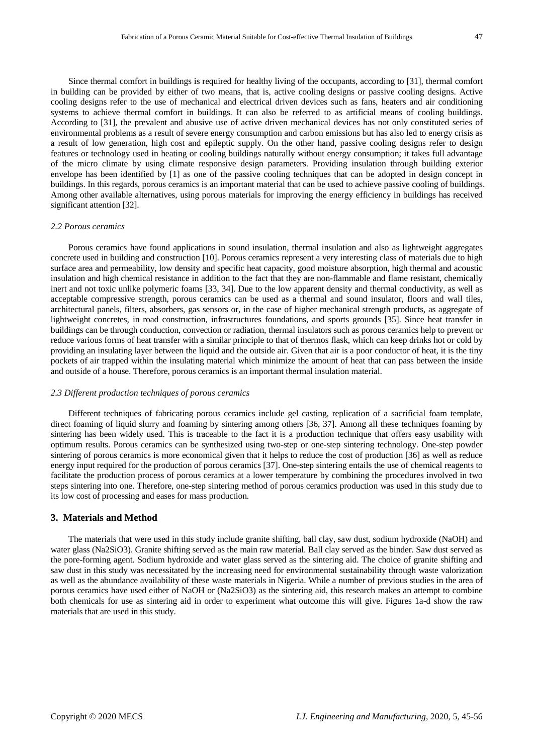Since thermal comfort in buildings is required for healthy living of the occupants, according to [31], thermal comfort in building can be provided by either of two means, that is, active cooling designs or passive cooling designs. Active cooling designs refer to the use of mechanical and electrical driven devices such as fans, heaters and air conditioning systems to achieve thermal comfort in buildings. It can also be referred to as artificial means of cooling buildings. According to [31], the prevalent and abusive use of active driven mechanical devices has not only constituted series of environmental problems as a result of severe energy consumption and carbon emissions but has also led to energy crisis as a result of low generation, high cost and epileptic supply. On the other hand, passive cooling designs refer to design features or technology used in heating or cooling buildings naturally without energy consumption; it takes full advantage of the micro climate by using climate responsive design parameters. Providing insulation through building exterior envelope has been identified by [1] as one of the passive cooling techniques that can be adopted in design concept in buildings. In this regards, porous ceramics is an important material that can be used to achieve passive cooling of buildings. Among other available alternatives, using porous materials for improving the energy efficiency in buildings has received significant attention [32].

### *2.2 Porous ceramics*

Porous ceramics have found applications in sound insulation, thermal insulation and also as lightweight aggregates concrete used in building and construction [10]. Porous ceramics represent a very interesting class of materials due to high surface area and permeability, low density and specific heat capacity, good moisture absorption, high thermal and acoustic insulation and high chemical resistance in addition to the fact that they are non-flammable and flame resistant, chemically inert and not toxic unlike polymeric foams [33, 34]. Due to the low apparent density and thermal conductivity, as well as acceptable compressive strength, porous ceramics can be used as a thermal and sound insulator, floors and wall tiles, architectural panels, filters, absorbers, gas sensors or, in the case of higher mechanical strength products, as aggregate of lightweight concretes, in road construction, infrastructures foundations, and sports grounds [35]. Since heat transfer in buildings can be through conduction, convection or radiation, thermal insulators such as porous ceramics help to prevent or reduce various forms of heat transfer with a similar principle to that of thermos flask, which can keep drinks hot or cold by providing an insulating layer between the liquid and the outside air. Given that air is a poor conductor of heat, it is the tiny pockets of air trapped within the insulating material which minimize the amount of heat that can pass between the inside and outside of a house. Therefore, porous ceramics is an important thermal insulation material.

### *2.3 Different production techniques of porous ceramics*

Different techniques of fabricating porous ceramics include gel casting, replication of a sacrificial foam template, direct foaming of liquid slurry and foaming by sintering among others [36, 37]. Among all these techniques foaming by sintering has been widely used. This is traceable to the fact it is a production technique that offers easy usability with optimum results. Porous ceramics can be synthesized using two-step or one-step sintering technology. One-step powder sintering of porous ceramics is more economical given that it helps to reduce the cost of production [36] as well as reduce energy input required for the production of porous ceramics [37]. One-step sintering entails the use of chemical reagents to facilitate the production process of porous ceramics at a lower temperature by combining the procedures involved in two steps sintering into one. Therefore, one-step sintering method of porous ceramics production was used in this study due to its low cost of processing and eases for mass production.

## 3. Materials and Method

The materials that were used in this study include granite shifting, ball clay, saw dust, sodium hydroxide (NaOH) and water glass ($Na_2SiO_3$). Granite shifting served as the main raw material. Ball clay served as the binder. Saw dust served as the pore-forming agent. Sodium hydroxide and water glass served as the sintering aid. The choice of granite shifting and saw dust in this study was necessitated by the increasing need for environmental sustainability through waste valorization as well as the abundance availability of these waste materials in Nigeria. While a number of previous studies in the area of porous ceramics have used either of NaOH or ($Na_2SiO_3$) as the sintering aid, this research makes an attempt to combine both chemicals for use as sintering aid in order to experiment what outcome this will give. Figures 1a-d show the raw materials that are used in this study.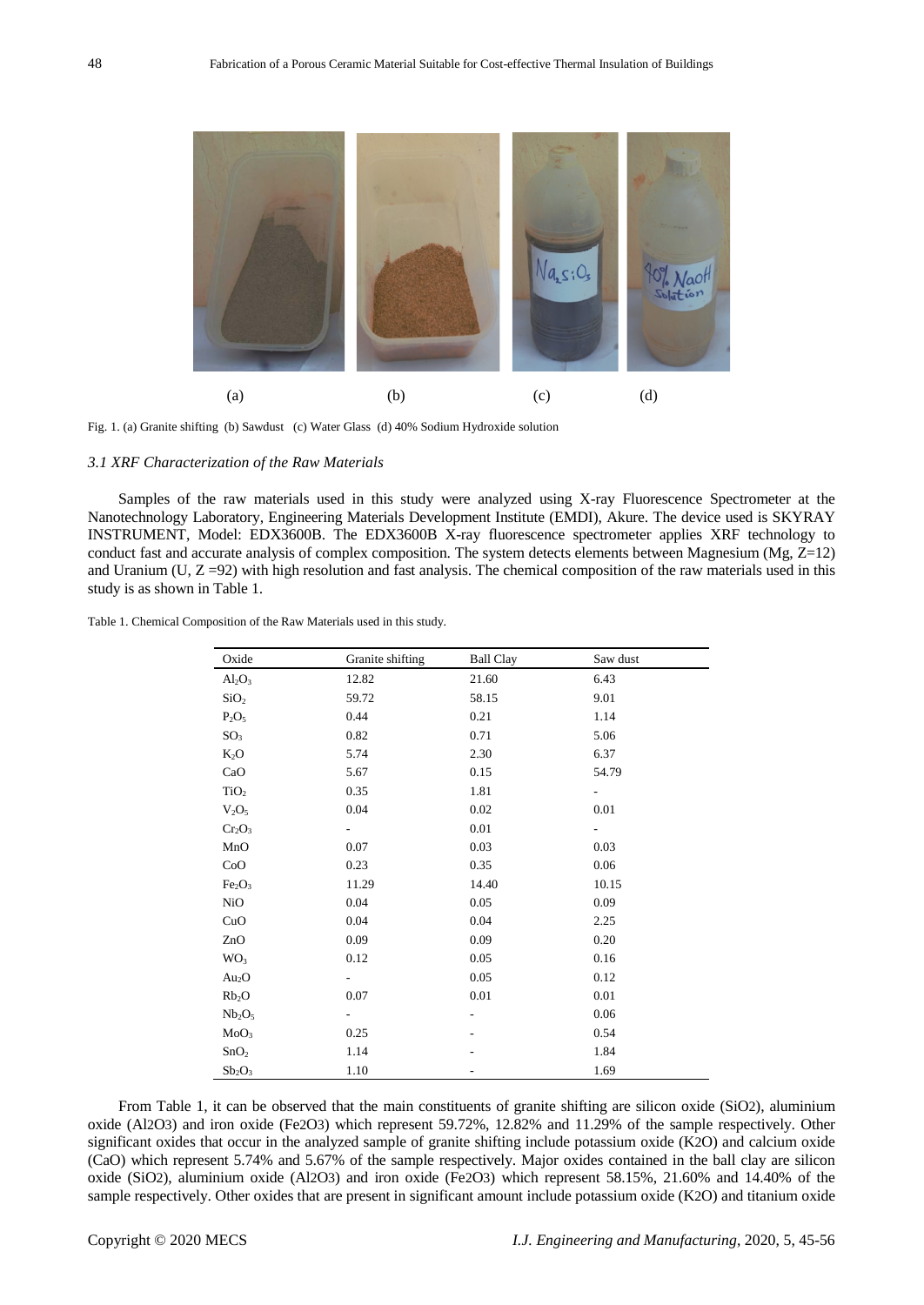Fig. 1. (a) Granite shifting (b) Sawdust (c) Water Glass (d) 40% Sodium Hydroxide solution

### *3.1 XRF Characterization of the Raw Materials*

Samples of the raw materials used in this study were analyzed using X-ray Fluorescence Spectrometer at the Nanotechnology Laboratory, Engineering Materials Development Institute (EMDI), Akure. The device used is SKYRAY INSTRUMENT, Model: EDX3600B. The EDX3600B X-ray fluorescence spectrometer applies XRF technology to conduct fast and accurate analysis of complex composition. The system detects elements between Magnesium (Mg, Z=12) and Uranium (U, Z =92) with high resolution and fast analysis. The chemical composition of the raw materials used in this study is as shown in Table 1.

Table 1. Chemical Composition of the Raw Materials used in this study.

| Oxide | Granite shifting | Ball Clay | Saw dust |
|---|---|---|---|
| $Al_2O_3$ | 12.82 | 21.60 | 6.43 |
| $SiO_2$ | 59.72 | 58.15 | 9.01 |
| $P_2O_5$ | 0.44 | 0.21 | 1.14 |
| $SO_3$ | 0.82 | 0.71 | 5.06 |
| $K_2O$ | 5.74 | 2.30 | 6.37 |
| CaO | 5.67 | 0.15 | 54.79 |
| $TiO_2$ | 0.35 | 1.81 | - |
| $V_2O_5$ | 0.04 | 0.02 | 0.01 |
| $Cr_2O_3$ | - | 0.01 | - |
| MnO | 0.07 | 0.03 | 0.03 |
| CoO | 0.23 | 0.35 | 0.06 |
| $Fe_2O_3$ | 11.29 | 14.40 | 10.15 |
| NiO | 0.04 | 0.05 | 0.09 |
| CuO | 0.04 | 0.04 | 2.25 |
| ZnO | 0.09 | 0.09 | 0.20 |
| $WO_3$ | 0.12 | 0.05 | 0.16 |
| $Au_2O$ | - | 0.05 | 0.12 |
| $Rb_2O$ | 0.07 | 0.01 | 0.01 |
| $Nb_2O_5$ | - | - | 0.06 |
| $MoO_3$ | 0.25 | - | 0.54 |
| $SnO_2$ | 1.14 | - | 1.84 |
| $Sb_2O_3$ | 1.10 | - | 1.69 |

From Table 1, it can be observed that the main constituents of granite shifting are silicon oxide ($SiO_2$), aluminium oxide ($Al_2O_3$) and iron oxide ($Fe_2O_3$) which represent 59.72%, 12.82% and 11.29% of the sample respectively. Other significant oxides that occur in the analyzed sample of granite shifting include potassium oxide ($K_2O$) and calcium oxide (CaO) which represent 5.74% and 5.67% of the sample respectively. Major oxides contained in the ball clay are silicon oxide ($SiO_2$), aluminium oxide ($Al_2O_3$) and iron oxide ($Fe_2O_3$) which represent 58.15%, 21.60% and 14.40% of the sample respectively. Other oxides that are present in significant amount include potassium oxide ($K_2O$) and titanium oxide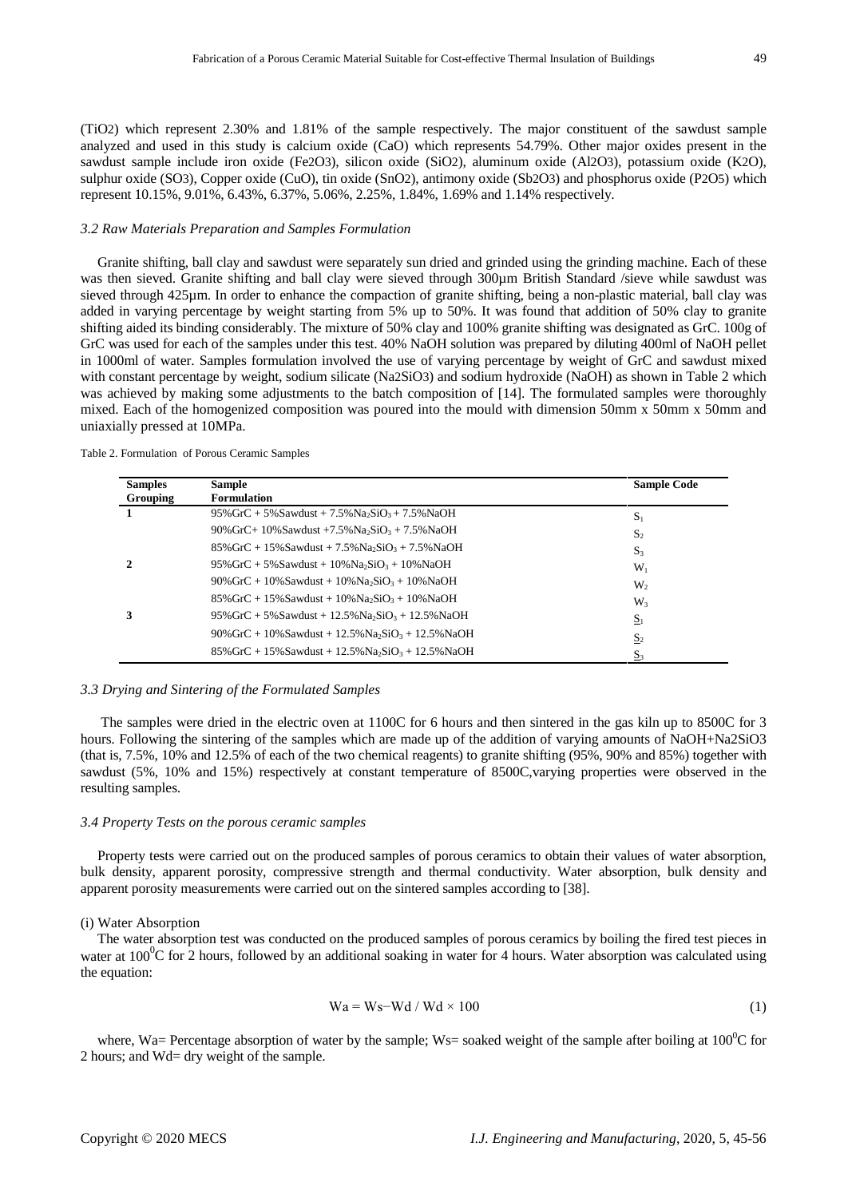($TiO_2$) which represent 2.30% and 1.81% of the sample respectively. The major constituent of the sawdust sample analyzed and used in this study is calcium oxide (CaO) which represents 54.79%. Other major oxides present in the sawdust sample include iron oxide ($Fe_2O_3$), silicon oxide ($SiO_2$), aluminum oxide ($Al_2O_3$), potassium oxide ($K_2O$), sulphur oxide ($SO_3$), Copper oxide (CuO), tin oxide ($SnO_2$), antimony oxide ($Sb_2O_3$) and phosphorus oxide ($P_2O_5$) which represent 10.15%, 9.01%, 6.43%, 6.37%, 5.06%, 2.25%, 1.84%, 1.69% and 1.14% respectively.

### *3.2 Raw Materials Preparation and Samples Formulation*

Granite shifting, ball clay and sawdust were separately sun dried and grinded using the grinding machine. Each of these was then sieved. Granite shifting and ball clay were sieved through 300µm British Standard /sieve while sawdust was sieved through 425µm. In order to enhance the compaction of granite shifting, being a non-plastic material, ball clay was added in varying percentage by weight starting from 5% up to 50%. It was found that addition of 50% clay to granite shifting aided its binding considerably. The mixture of 50% clay and 100% granite shifting was designated as GrC. 100g of GrC was used for each of the samples under this test. 40% NaOH solution was prepared by diluting 400ml of NaOH pellet in 1000ml of water. Samples formulation involved the use of varying percentage by weight of GrC and sawdust mixed with constant percentage by weight, sodium silicate ($Na_2SiO_3$) and sodium hydroxide (NaOH) as shown in Table 2 which was achieved by making some adjustments to the batch composition of [14]. The formulated samples were thoroughly mixed. Each of the homogenized composition was poured into the mould with dimension 50mm x 50mm x 50mm and uniaxially pressed at 10MPa.

Table 2. Formulation of Porous Ceramic Samples

| Samples Grouping | Sample Formulation | Sample Code |
|---|---|---|
| 1 | 95%GrC + 5%Sawdust + 7.5%$Na_2SiO_3$ + 7.5%NaOH | $S_1$ |
| | 90%GrC+ 10%Sawdust +7.5%$Na_2SiO_3$ + 7.5%NaOH | $S_2$ |
| | 85%GrC + 15%Sawdust + 7.5%$Na_2SiO_3$ + 7.5%NaOH | $S_3$ |
| 2 | 95%GrC + 5%Sawdust + 10%$Na_2SiO_3$ + 10%NaOH | $W_1$ |
| | 90%GrC + 10%Sawdust + 10%$Na_2SiO_3$ + 10%NaOH | $W_2$ |
| | 85%GrC + 15%Sawdust + 10%$Na_2SiO_3$ + 10%NaOH | $W_3$ |
| 3 | 95%GrC + 5%Sawdust + 12.5%$Na_2SiO_3$ + 12.5%NaOH | $\underline{S}_1$ |
| | 90%GrC + 10%Sawdust + 12.5%$Na_2SiO_3$ + 12.5%NaOH | $\underline{S}_2$ |
| | 85%GrC + 15%Sawdust + 12.5%$Na_2SiO_3$ + 12.5%NaOH | $\underline{S}_3$ |

### *3.3 Drying and Sintering of the Formulated Samples*

The samples were dried in the electric oven at 1100C for 6 hours and then sintered in the gas kiln up to 8500C for 3 hours. Following the sintering of the samples which are made up of the addition of varying amounts of NaOH+$Na_2SiO_3$ (that is, 7.5%, 10% and 12.5% of each of the two chemical reagents) to granite shifting (95%, 90% and 85%) together with sawdust (5%, 10% and 15%) respectively at constant temperature of 8500C,varying properties were observed in the resulting samples.

### *3.4 Property Tests on the porous ceramic samples*

Property tests were carried out on the produced samples of porous ceramics to obtain their values of water absorption, bulk density, apparent porosity, compressive strength and thermal conductivity. Water absorption, bulk density and apparent porosity measurements were carried out on the sintered samples according to [38].

(i) Water Absorption

The water absorption test was conducted on the produced samples of porous ceramics by boiling the fired test pieces in water at $100^0$C for 2 hours, followed by an additional soaking in water for 4 hours. Water absorption was calculated using the equation:

$$Wa = Ws - Wd / Wd \times 100 \tag{1}$$

where, Wa= Percentage absorption of water by the sample; Ws= soaked weight of the sample after boiling at $100^0$C for 2 hours; and Wd= dry weight of the sample.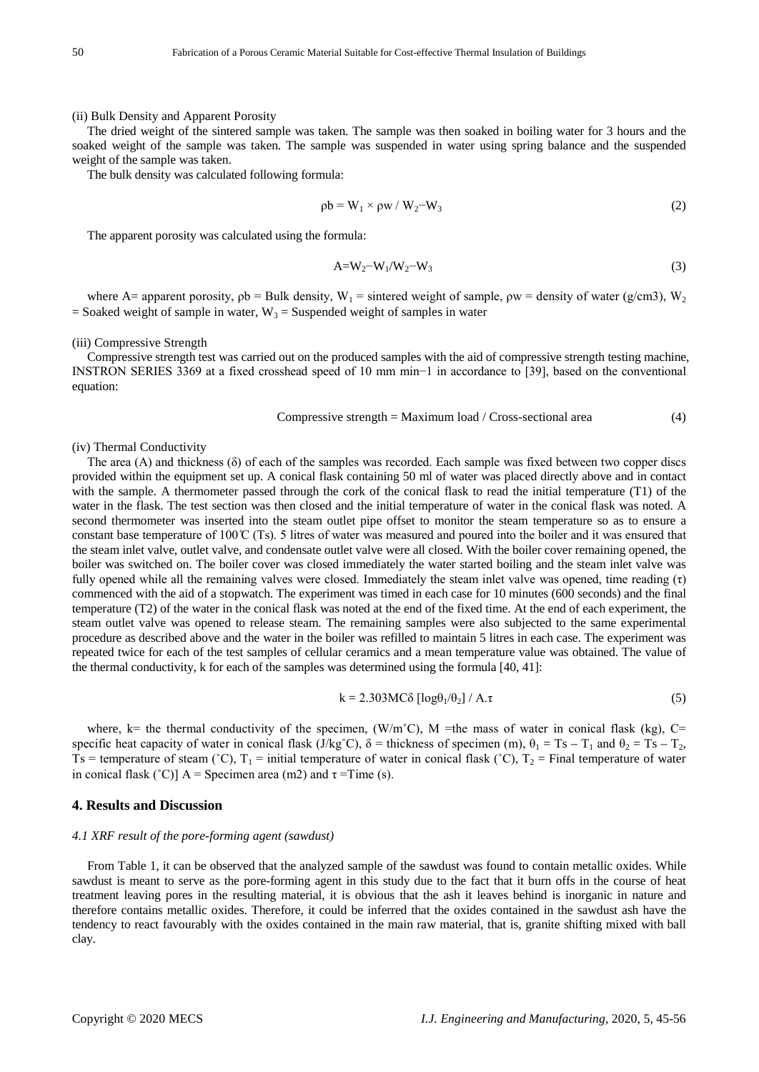(ii) Bulk Density and Apparent Porosity

The dried weight of the sintered sample was taken. The sample was then soaked in boiling water for 3 hours and the soaked weight of the sample was taken. The sample was suspended in water using spring balance and the suspended weight of the sample was taken.

The bulk density was calculated following formula:

$$\rho b = W_1 \times \rho w / W_2 - W_3 \tag{2}$$

The apparent porosity was calculated using the formula:

$$A = W_2 - W_1 / W_2 - W_3 \tag{3}$$

where A= apparent porosity, ρb = Bulk density, $W_1$ = sintered weight of sample, ρw = density of water (g/cm3), $W_2$ = Soaked weight of sample in water, $W_3$ = Suspended weight of samples in water

(iii) Compressive Strength

Compressive strength test was carried out on the produced samples with the aid of compressive strength testing machine, INSTRON SERIES 3369 at a fixed crosshead speed of 10 mm min−1 in accordance to [39], based on the conventional equation:

$$\text{Compressive strength} = \text{Maximum load} / \text{Cross-sectional area} \tag{4}$$

(iv) Thermal Conductivity

The area (A) and thickness (δ) of each of the samples was recorded. Each sample was fixed between two copper discs provided within the equipment set up. A conical flask containing 50 ml of water was placed directly above and in contact with the sample. A thermometer passed through the cork of the conical flask to read the initial temperature (T1) of the water in the flask. The test section was then closed and the initial temperature of water in the conical flask was noted. A second thermometer was inserted into the steam outlet pipe offset to monitor the steam temperature so as to ensure a constant base temperature of 100℃ (Ts). 5 litres of water was measured and poured into the boiler and it was ensured that the steam inlet valve, outlet valve, and condensate outlet valve were all closed. With the boiler cover remaining opened, the boiler was switched on. The boiler cover was closed immediately the water started boiling and the steam inlet valve was fully opened while all the remaining valves were closed. Immediately the steam inlet valve was opened, time reading (τ) commenced with the aid of a stopwatch. The experiment was timed in each case for 10 minutes (600 seconds) and the final temperature (T2) of the water in the conical flask was noted at the end of the fixed time. At the end of each experiment, the steam outlet valve was opened to release steam. The remaining samples were also subjected to the same experimental procedure as described above and the water in the boiler was refilled to maintain 5 litres in each case. The experiment was repeated twice for each of the test samples of cellular ceramics and a mean temperature value was obtained. The value of the thermal conductivity, k for each of the samples was determined using the formula [40, 41]:

$$k = 2.303MC\delta \, [\log\theta_1/\theta_2] / A.\tau \tag{5}$$

where, k= the thermal conductivity of the specimen, (W/m˚C), M =the mass of water in conical flask (kg), C= specific heat capacity of water in conical flask (J/kg˚C), δ = thickness of specimen (m), $\theta_1 = Ts - T_1$ and $\theta_2 = Ts - T_2$, Ts = temperature of steam (˚C), $T_1$ = initial temperature of water in conical flask (˚C), $T_2$ = Final temperature of water in conical flask (˚C)] A = Specimen area (m2) and τ =Time (s).

## 4. Results and Discussion

### *4.1 XRF result of the pore-forming agent (sawdust)*

From Table 1, it can be observed that the analyzed sample of the sawdust was found to contain metallic oxides. While sawdust is meant to serve as the pore-forming agent in this study due to the fact that it burn offs in the course of heat treatment leaving pores in the resulting material, it is obvious that the ash it leaves behind is inorganic in nature and therefore contains metallic oxides. Therefore, it could be inferred that the oxides contained in the sawdust ash have the tendency to react favourably with the oxides contained in the main raw material, that is, granite shifting mixed with ball clay.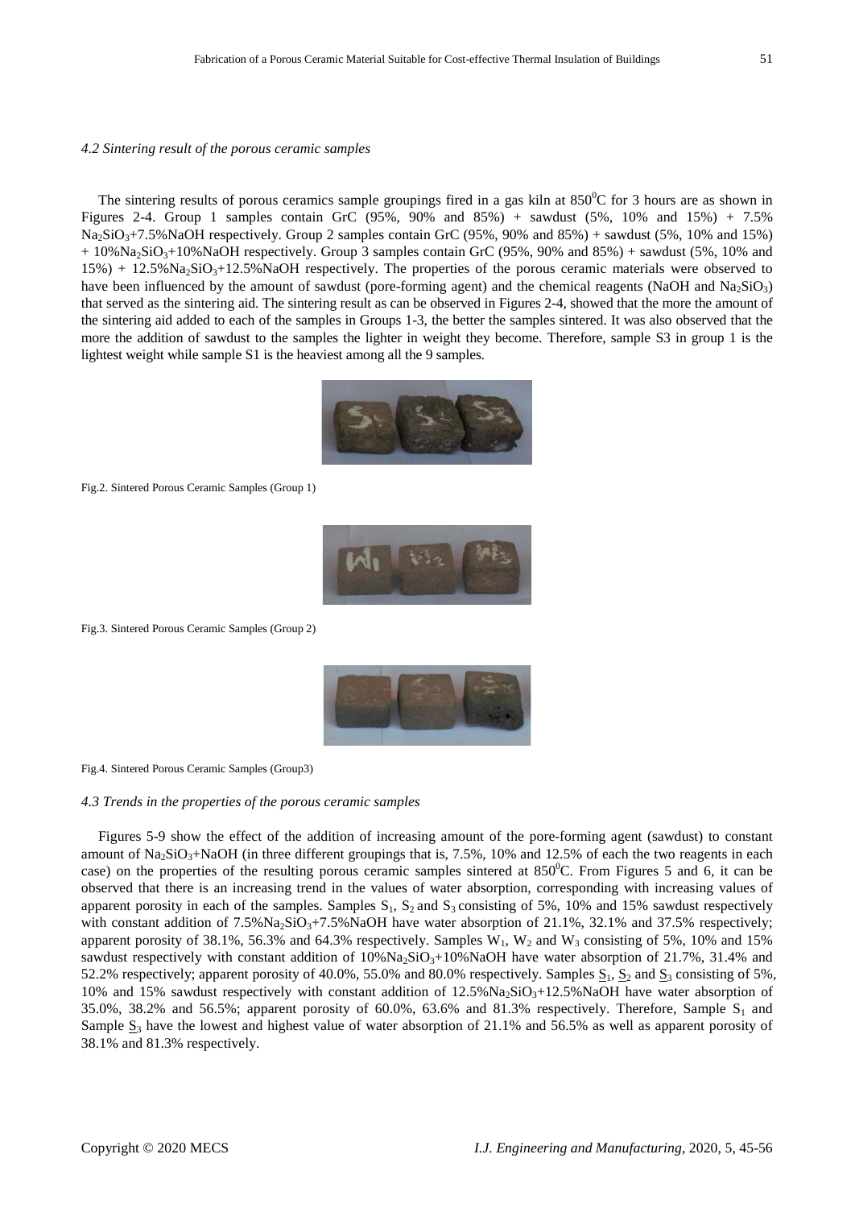### *4.2 Sintering result of the porous ceramic samples*

The sintering results of porous ceramics sample groupings fired in a gas kiln at $850^0$C for 3 hours are as shown in Figures 2-4. Group 1 samples contain GrC (95%, 90% and 85%) + sawdust (5%, 10% and 15%) + 7.5% $Na_2SiO_3$+7.5%NaOH respectively. Group 2 samples contain GrC (95%, 90% and 85%) + sawdust (5%, 10% and 15%) + 10%$Na_2SiO_3$+10%NaOH respectively. Group 3 samples contain GrC (95%, 90% and 85%) + sawdust (5%, 10% and 15%) + 12.5%$Na_2SiO_3$+12.5%NaOH respectively. The properties of the porous ceramic materials were observed to have been influenced by the amount of sawdust (pore-forming agent) and the chemical reagents (NaOH and $Na_2SiO_3$) that served as the sintering aid. The sintering result as can be observed in Figures 2-4, showed that the more the amount of the sintering aid added to each of the samples in Groups 1-3, the better the samples sintered. It was also observed that the more the addition of sawdust to the samples the lighter in weight they become. Therefore, sample S3 in group 1 is the lightest weight while sample S1 is the heaviest among all the 9 samples.

Fig.2. Sintered Porous Ceramic Samples (Group 1)

Fig.3. Sintered Porous Ceramic Samples (Group 2)

Fig.4. Sintered Porous Ceramic Samples (Group3)

### *4.3 Trends in the properties of the porous ceramic samples*

Figures 5-9 show the effect of the addition of increasing amount of the pore-forming agent (sawdust) to constant amount of $Na_2SiO_3$+NaOH (in three different groupings that is, 7.5%, 10% and 12.5% of each the two reagents in each case) on the properties of the resulting porous ceramic samples sintered at $850^0$C. From Figures 5 and 6, it can be observed that there is an increasing trend in the values of water absorption, corresponding with increasing values of apparent porosity in each of the samples. Samples $S_1$, $S_2$ and $S_3$ consisting of 5%, 10% and 15% sawdust respectively with constant addition of 7.5%$Na_2SiO_3$+7.5%NaOH have water absorption of 21.1%, 32.1% and 37.5% respectively; apparent porosity of 38.1%, 56.3% and 64.3% respectively. Samples $W_1$, $W_2$ and $W_3$ consisting of 5%, 10% and 15% sawdust respectively with constant addition of 10%$Na_2SiO_3$+10%NaOH have water absorption of 21.7%, 31.4% and 52.2% respectively; apparent porosity of 40.0%, 55.0% and 80.0% respectively. Samples $\underline{S}_1$, $\underline{S}_2$ and $\underline{S}_3$ consisting of 5%, 10% and 15% sawdust respectively with constant addition of 12.5%$Na_2SiO_3$+12.5%NaOH have water absorption of 35.0%, 38.2% and 56.5%; apparent porosity of 60.0%, 63.6% and 81.3% respectively. Therefore, Sample $S_1$ and Sample $\underline{S}_3$ have the lowest and highest value of water absorption of 21.1% and 56.5% as well as apparent porosity of 38.1% and 81.3% respectively.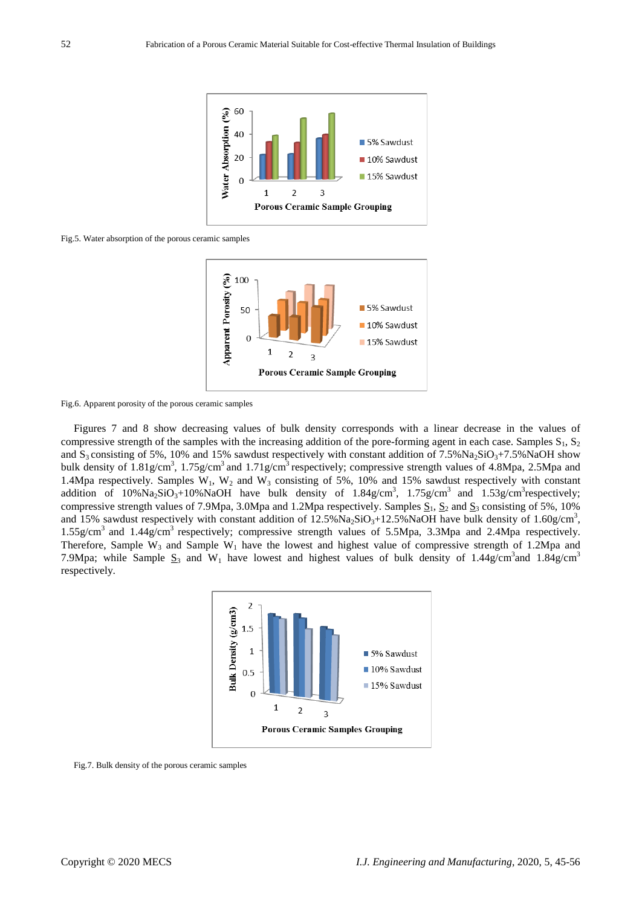Fig.5. Water absorption of the porous ceramic samples

Fig.6. Apparent porosity of the porous ceramic samples

Figures 7 and 8 show decreasing values of bulk density corresponds with a linear decrease in the values of compressive strength of the samples with the increasing addition of the pore-forming agent in each case. Samples $S_1$, $S_2$ and $S_3$ consisting of 5%, 10% and 15% sawdust respectively with constant addition of 7.5%$Na_2SiO_3$+7.5%NaOH show bulk density of 1.81g/cm$^3$, 1.75g/cm$^3$ and 1.71g/cm$^3$ respectively; compressive strength values of 4.8Mpa, 2.5Mpa and 1.4Mpa respectively. Samples $W_1$, $W_2$ and $W_3$ consisting of 5%, 10% and 15% sawdust respectively with constant addition of 10%$Na_2SiO_3$+10%NaOH have bulk density of 1.84g/cm$^3$, 1.75g/cm$^3$ and 1.53g/cm$^3$respectively; compressive strength values of 7.9Mpa, 3.0Mpa and 1.2Mpa respectively. Samples $\underline{S}_1$, $\underline{S}_2$ and $\underline{S}_3$ consisting of 5%, 10% and 15% sawdust respectively with constant addition of 12.5%$Na_2SiO_3$+12.5%NaOH have bulk density of 1.60g/cm$^3$, 1.55g/cm$^3$ and 1.44g/cm$^3$ respectively; compressive strength values of 5.5Mpa, 3.3Mpa and 2.4Mpa respectively. Therefore, Sample $W_3$ and Sample $W_1$ have the lowest and highest value of compressive strength of 1.2Mpa and 7.9Mpa; while Sample $\underline{S}_3$ and $W_1$ have lowest and highest values of bulk density of 1.44g/cm$^3$and 1.84g/cm$^3$ respectively.

Fig.7. Bulk density of the porous ceramic samples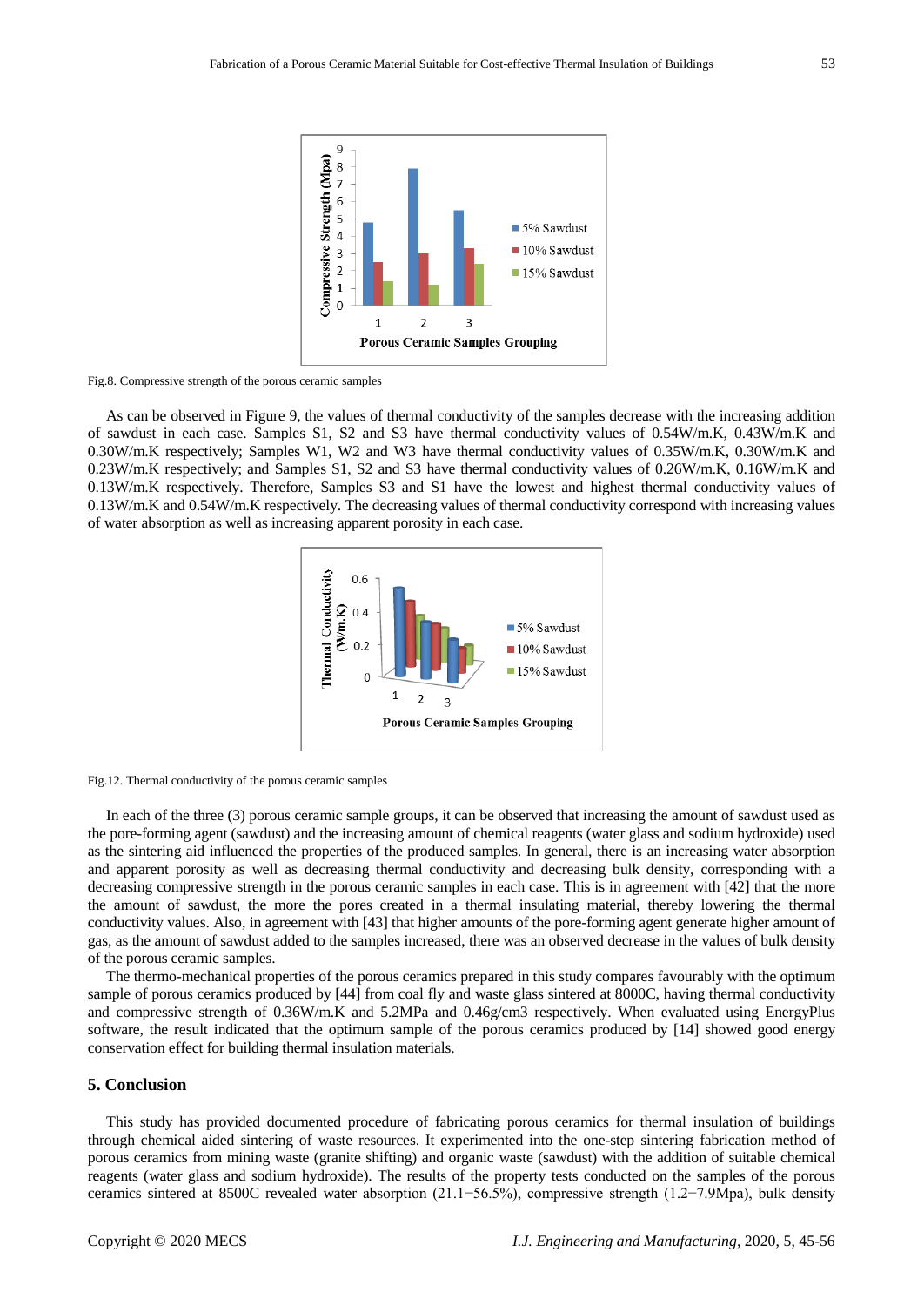Fig.8. Compressive strength of the porous ceramic samples

As can be observed in Figure 9, the values of thermal conductivity of the samples decrease with the increasing addition of sawdust in each case. Samples S1, S2 and S3 have thermal conductivity values of 0.54W/m.K, 0.43W/m.K and 0.30W/m.K respectively; Samples W1, W2 and W3 have thermal conductivity values of 0.35W/m.K, 0.30W/m.K and 0.23W/m.K respectively; and Samples S1, S2 and S3 have thermal conductivity values of 0.26W/m.K, 0.16W/m.K and 0.13W/m.K respectively. Therefore, Samples S3 and S1 have the lowest and highest thermal conductivity values of 0.13W/m.K and 0.54W/m.K respectively. The decreasing values of thermal conductivity correspond with increasing values of water absorption as well as increasing apparent porosity in each case.

Fig.12. Thermal conductivity of the porous ceramic samples

In each of the three (3) porous ceramic sample groups, it can be observed that increasing the amount of sawdust used as the pore-forming agent (sawdust) and the increasing amount of chemical reagents (water glass and sodium hydroxide) used as the sintering aid influenced the properties of the produced samples. In general, there is an increasing water absorption and apparent porosity as well as decreasing thermal conductivity and decreasing bulk density, corresponding with a decreasing compressive strength in the porous ceramic samples in each case. This is in agreement with [42] that the more the amount of sawdust, the more the pores created in a thermal insulating material, thereby lowering the thermal conductivity values. Also, in agreement with [43] that higher amounts of the pore-forming agent generate higher amount of gas, as the amount of sawdust added to the samples increased, there was an observed decrease in the values of bulk density of the porous ceramic samples.

The thermo-mechanical properties of the porous ceramics prepared in this study compares favourably with the optimum sample of porous ceramics produced by [44] from coal fly and waste glass sintered at 8000C, having thermal conductivity and compressive strength of 0.36W/m.K and 5.2MPa and 0.46g/cm3 respectively. When evaluated using EnergyPlus software, the result indicated that the optimum sample of the porous ceramics produced by [14] showed good energy conservation effect for building thermal insulation materials.

## 5. Conclusion

This study has provided documented procedure of fabricating porous ceramics for thermal insulation of buildings through chemical aided sintering of waste resources. It experimented into the one-step sintering fabrication method of porous ceramics from mining waste (granite shifting) and organic waste (sawdust) with the addition of suitable chemical reagents (water glass and sodium hydroxide). The results of the property tests conducted on the samples of the porous ceramics sintered at 8500C revealed water absorption (21.1−56.5%), compressive strength (1.2−7.9Mpa), bulk density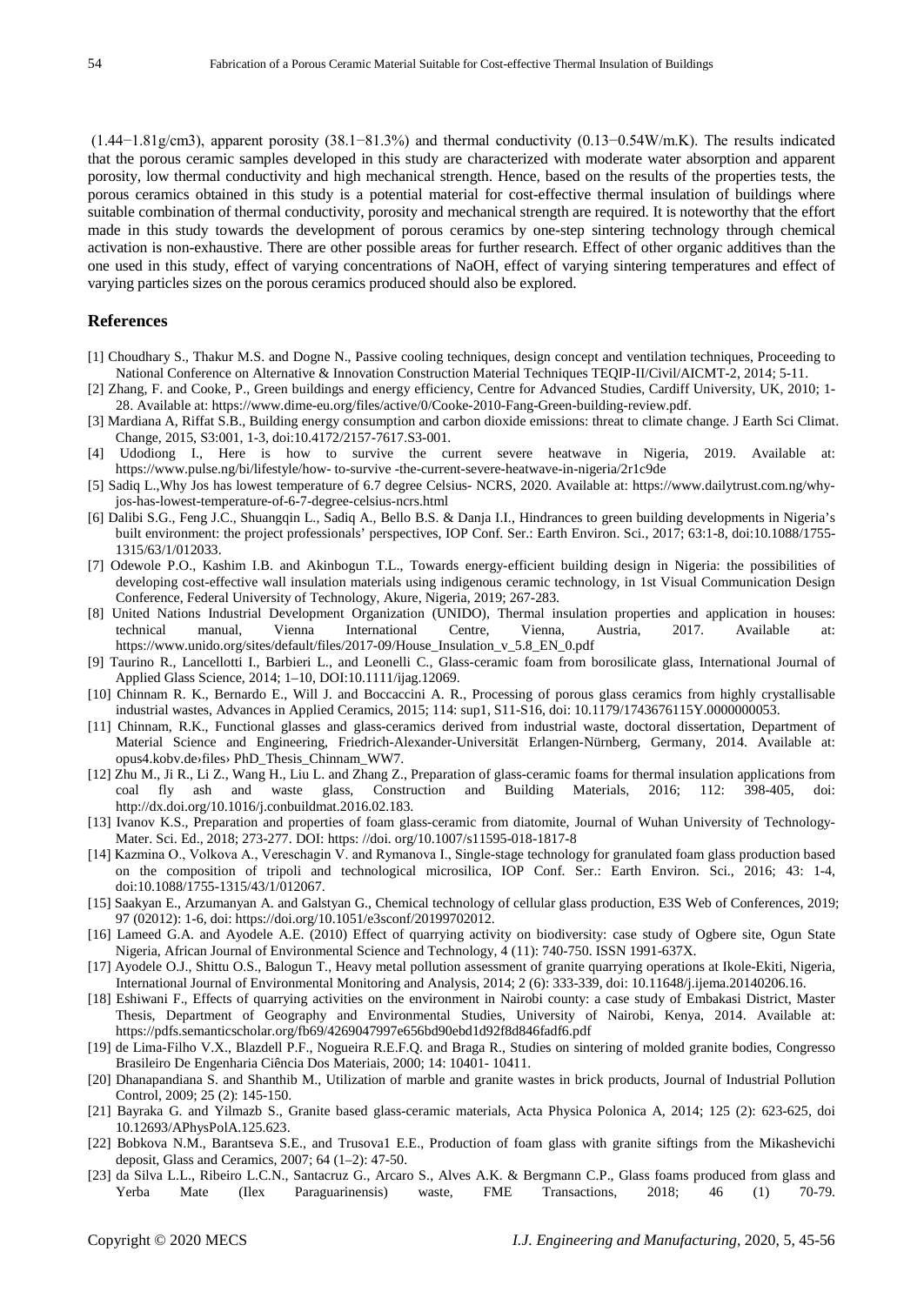(1.44−1.81g/cm3), apparent porosity (38.1−81.3%) and thermal conductivity (0.13−0.54W/m.K). The results indicated that the porous ceramic samples developed in this study are characterized with moderate water absorption and apparent porosity, low thermal conductivity and high mechanical strength. Hence, based on the results of the properties tests, the porous ceramics obtained in this study is a potential material for cost-effective thermal insulation of buildings where suitable combination of thermal conductivity, porosity and mechanical strength are required. It is noteworthy that the effort made in this study towards the development of porous ceramics by one-step sintering technology through chemical activation is non-exhaustive. There are other possible areas for further research. Effect of other organic additives than the one used in this study, effect of varying concentrations of NaOH, effect of varying sintering temperatures and effect of varying particles sizes on the porous ceramics produced should also be explored.

## References

[1] Choudhary S., Thakur M.S. and Dogne N., Passive cooling techniques, design concept and ventilation techniques, Proceeding to National Conference on Alternative & Innovation Construction Material Techniques TEQIP-II/Civil/AICMT-2, 2014; 5-11.

[2] Zhang, F. and Cooke, P., Green buildings and energy efficiency, Centre for Advanced Studies, Cardiff University, UK, 2010; 1-28. Available at: https://www.dime-eu.org/files/active/0/Cooke-2010-Fang-Green-building-review.pdf.

[3] Mardiana A, Riffat S.B., Building energy consumption and carbon dioxide emissions: threat to climate change. J Earth Sci Climat. Change, 2015, S3:001, 1-3, doi:10.4172/2157-7617.S3-001.

[4] Udodiong I., Here is how to survive the current severe heatwave in Nigeria, 2019. Available at: https://www.pulse.ng/bi/lifestyle/how- to-survive -the-current-severe-heatwave-in-nigeria/2r1c9de

[5] Sadiq L.,Why Jos has lowest temperature of 6.7 degree Celsius- NCRS, 2020. Available at: https://www.dailytrust.com.ng/why-jos-has-lowest-temperature-of-6-7-degree-celsius-ncrs.html

[6] Dalibi S.G., Feng J.C., Shuangqin L., Sadiq A., Bello B.S. & Danja I.I., Hindrances to green building developments in Nigeria's built environment: the project professionals' perspectives, IOP Conf. Ser.: Earth Environ. Sci., 2017; 63:1-8, doi:10.1088/1755-1315/63/1/012033.

[7] Odewole P.O., Kashim I.B. and Akinbogun T.L., Towards energy-efficient building design in Nigeria: the possibilities of developing cost-effective wall insulation materials using indigenous ceramic technology, in 1st Visual Communication Design Conference, Federal University of Technology, Akure, Nigeria, 2019; 267-283.

[8] United Nations Industrial Development Organization (UNIDO), Thermal insulation properties and application in houses: technical manual, Vienna International Centre, Vienna, Austria, 2017. Available at: https://www.unido.org/sites/default/files/2017-09/House_Insulation_v_5.8_EN_0.pdf

[9] Taurino R., Lancellotti I., Barbieri L., and Leonelli C., Glass-ceramic foam from borosilicate glass, International Journal of Applied Glass Science, 2014; 1–10, DOI:10.1111/ijag.12069.

[10] Chinnam R. K., Bernardo E., Will J. and Boccaccini A. R., Processing of porous glass ceramics from highly crystallisable industrial wastes, Advances in Applied Ceramics, 2015; 114: sup1, S11-S16, doi: 10.1179/1743676115Y.0000000053.

[11] Chinnam, R.K., Functional glasses and glass-ceramics derived from industrial waste, doctoral dissertation, Department of Material Science and Engineering, Friedrich-Alexander-Universität Erlangen-Nürnberg, Germany, 2014. Available at: opus4.kobv.de›files› PhD_Thesis_Chinnam_WW7.

[12] Zhu M., Ji R., Li Z., Wang H., Liu L. and Zhang Z., Preparation of glass-ceramic foams for thermal insulation applications from coal fly ash and waste glass, Construction and Building Materials, 2016; 112: 398-405, doi: http://dx.doi.org/10.1016/j.conbuildmat.2016.02.183.

[13] Ivanov K.S., Preparation and properties of foam glass-ceramic from diatomite, Journal of Wuhan University of Technology-Mater. Sci. Ed., 2018; 273-277. DOI: https: //doi. org/10.1007/s11595-018-1817-8

[14] Kazmina O., Volkova A., Vereschagin V. and Rymanova I., Single-stage technology for granulated foam glass production based on the composition of tripoli and technological microsilica, IOP Conf. Ser.: Earth Environ. Sci., 2016; 43: 1-4, doi:10.1088/1755-1315/43/1/012067.

[15] Saakyan E., Arzumanyan A. and Galstyan G., Chemical technology of cellular glass production, E3S Web of Conferences, 2019; 97 (02012): 1-6, doi: https://doi.org/10.1051/e3sconf/20199702012.

[16] Lameed G.A. and Ayodele A.E. (2010) Effect of quarrying activity on biodiversity: case study of Ogbere site, Ogun State Nigeria, African Journal of Environmental Science and Technology, 4 (11): 740-750. ISSN 1991-637X.

[17] Ayodele O.J., Shittu O.S., Balogun T., Heavy metal pollution assessment of granite quarrying operations at Ikole-Ekiti, Nigeria, International Journal of Environmental Monitoring and Analysis, 2014; 2 (6): 333-339, doi: 10.11648/j.ijema.20140206.16.

[18] Eshiwani F., Effects of quarrying activities on the environment in Nairobi county: a case study of Embakasi District, Master Thesis, Department of Geography and Environmental Studies, University of Nairobi, Kenya, 2014. Available at: https://pdfs.semanticscholar.org/fb69/4269047997e656bd90ebd1d92f8d846fadf6.pdf

[19] de Lima-Filho V.X., Blazdell P.F., Nogueira R.E.F.Q. and Braga R., Studies on sintering of molded granite bodies, Congresso Brasileiro De Engenharia Ciência Dos Materiais, 2000; 14: 10401- 10411.

[20] Dhanapandiana S. and Shanthib M., Utilization of marble and granite wastes in brick products, Journal of Industrial Pollution Control, 2009; 25 (2): 145-150.

[21] Bayraka G. and Yilmazb S., Granite based glass-ceramic materials, Acta Physica Polonica A, 2014; 125 (2): 623-625, doi 10.12693/APhysPolA.125.623.

[22] Bobkova N.M., Barantseva S.E., and Trusova1 E.E., Production of foam glass with granite siftings from the Mikashevichi deposit, Glass and Ceramics, 2007; 64 (1–2): 47-50.

[23] da Silva L.L., Ribeiro L.C.N., Santacruz G., Arcaro S., Alves A.K. & Bergmann C.P., Glass foams produced from glass and Yerba Mate (Ilex Paraguarinensis) waste, FME Transactions, 2018; 46 (1) 70-79.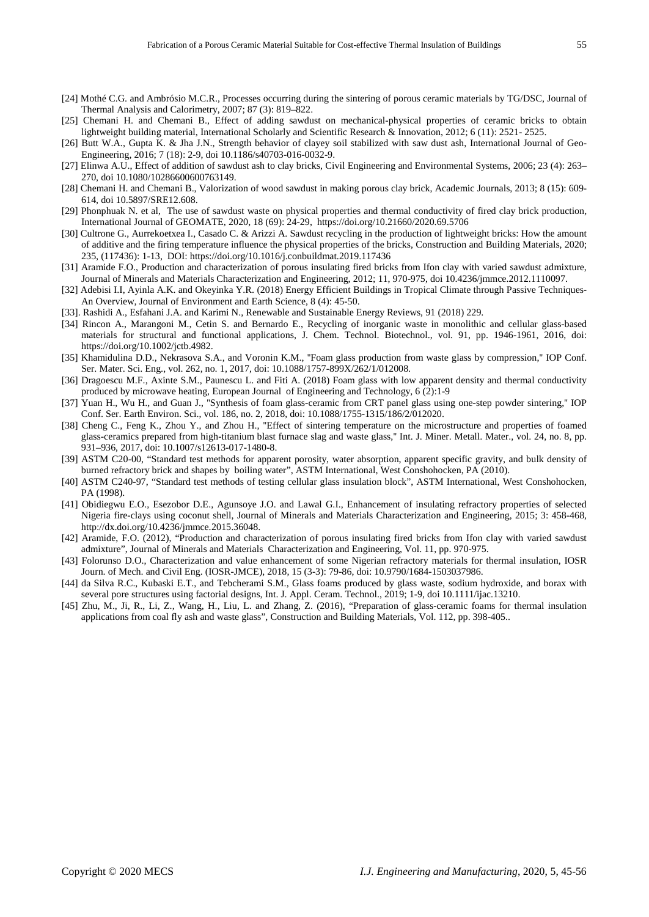[24] Mothé C.G. and Ambrósio M.C.R., Processes occurring during the sintering of porous ceramic materials by TG/DSC, Journal of Thermal Analysis and Calorimetry, 2007; 87 (3): 819–822.

[25] Chemani H. and Chemani B., Effect of adding sawdust on mechanical-physical properties of ceramic bricks to obtain lightweight building material, International Scholarly and Scientific Research & Innovation, 2012; 6 (11): 2521- 2525.

[26] Butt W.A., Gupta K. & Jha J.N., Strength behavior of clayey soil stabilized with saw dust ash, International Journal of Geo-Engineering, 2016; 7 (18): 2-9, doi 10.1186/s40703-016-0032-9.

[27] Elinwa A.U., Effect of addition of sawdust ash to clay bricks, Civil Engineering and Environmental Systems, 2006; 23 (4): 263–270, doi 10.1080/10286600600763149.

[28] Chemani H. and Chemani B., Valorization of wood sawdust in making porous clay brick, Academic Journals, 2013; 8 (15): 609-614, doi 10.5897/SRE12.608.

[29] Phonphuak N. et al, The use of sawdust waste on physical properties and thermal conductivity of fired clay brick production, International Journal of GEOMATE, 2020, 18 (69): 24-29, https://doi.org/10.21660/2020.69.5706

[30] Cultrone G., Aurrekoetxea I., Casado C. & Arizzi A. Sawdust recycling in the production of lightweight bricks: How the amount of additive and the firing temperature influence the physical properties of the bricks, Construction and Building Materials, 2020; 235, (117436): 1-13, DOI: https://doi.org/10.1016/j.conbuildmat.2019.117436

[31] Aramide F.O., Production and characterization of porous insulating fired bricks from Ifon clay with varied sawdust admixture, Journal of Minerals and Materials Characterization and Engineering, 2012; 11, 970-975, doi 10.4236/jmmce.2012.1110097.

[32] Adebisi I.I, Ayinla A.K. and Okeyinka Y.R. (2018) Energy Efficient Buildings in Tropical Climate through Passive Techniques-An Overview, Journal of Environment and Earth Science, 8 (4): 45-50.

[33]. Rashidi A., Esfahani J.A. and Karimi N., Renewable and Sustainable Energy Reviews, 91 (2018) 229.

[34] Rincon A., Marangoni M., Cetin S. and Bernardo E., Recycling of inorganic waste in monolithic and cellular glass-based materials for structural and functional applications, J. Chem. Technol. Biotechnol., vol. 91, pp. 1946-1961, 2016, doi: https://doi.org/10.1002/jctb.4982.

[35] Khamidulina D.D., Nekrasova S.A., and Voronin K.M., "Foam glass production from waste glass by compression," IOP Conf. Ser. Mater. Sci. Eng., vol. 262, no. 1, 2017, doi: 10.1088/1757-899X/262/1/012008.

[36] Dragoescu M.F., Axinte S.M., Paunescu L. and Fiti A. (2018) Foam glass with low apparent density and thermal conductivity produced by microwave heating, European Journal of Engineering and Technology, 6 (2):1-9

[37] Yuan H., Wu H., and Guan J., "Synthesis of foam glass-ceramic from CRT panel glass using one-step powder sintering," IOP Conf. Ser. Earth Environ. Sci., vol. 186, no. 2, 2018, doi: 10.1088/1755-1315/186/2/012020.

[38] Cheng C., Feng K., Zhou Y., and Zhou H., "Effect of sintering temperature on the microstructure and properties of foamed glass-ceramics prepared from high-titanium blast furnace slag and waste glass," Int. J. Miner. Metall. Mater., vol. 24, no. 8, pp. 931–936, 2017, doi: 10.1007/s12613-017-1480-8.

[39] ASTM C20-00, "Standard test methods for apparent porosity, water absorption, apparent specific gravity, and bulk density of burned refractory brick and shapes by boiling water", ASTM International, West Conshohocken, PA (2010).

[40] ASTM C240-97, "Standard test methods of testing cellular glass insulation block", ASTM International, West Conshohocken, PA (1998).

[41] Obidiegwu E.O., Esezobor D.E., Agunsoye J.O. and Lawal G.I., Enhancement of insulating refractory properties of selected Nigeria fire-clays using coconut shell, Journal of Minerals and Materials Characterization and Engineering, 2015; 3: 458-468, http://dx.doi.org/10.4236/jmmce.2015.36048.

[42] Aramide, F.O. (2012), "Production and characterization of porous insulating fired bricks from Ifon clay with varied sawdust admixture", Journal of Minerals and Materials Characterization and Engineering, Vol. 11, pp. 970-975.

[43] Folorunso D.O., Characterization and value enhancement of some Nigerian refractory materials for thermal insulation, IOSR Journ. of Mech. and Civil Eng. (IOSR-JMCE), 2018, 15 (3-3): 79-86, doi: 10.9790/1684-1503037986.

[44] da Silva R.C., Kubaski E.T., and Tebcherami S.M., Glass foams produced by glass waste, sodium hydroxide, and borax with several pore structures using factorial designs, Int. J. Appl. Ceram. Technol., 2019; 1-9, doi 10.1111/ijac.13210.

[45] Zhu, M., Ji, R., Li, Z., Wang, H., Liu, L. and Zhang, Z. (2016), "Preparation of glass-ceramic foams for thermal insulation applications from coal fly ash and waste glass", Construction and Building Materials, Vol. 112, pp. 398-405..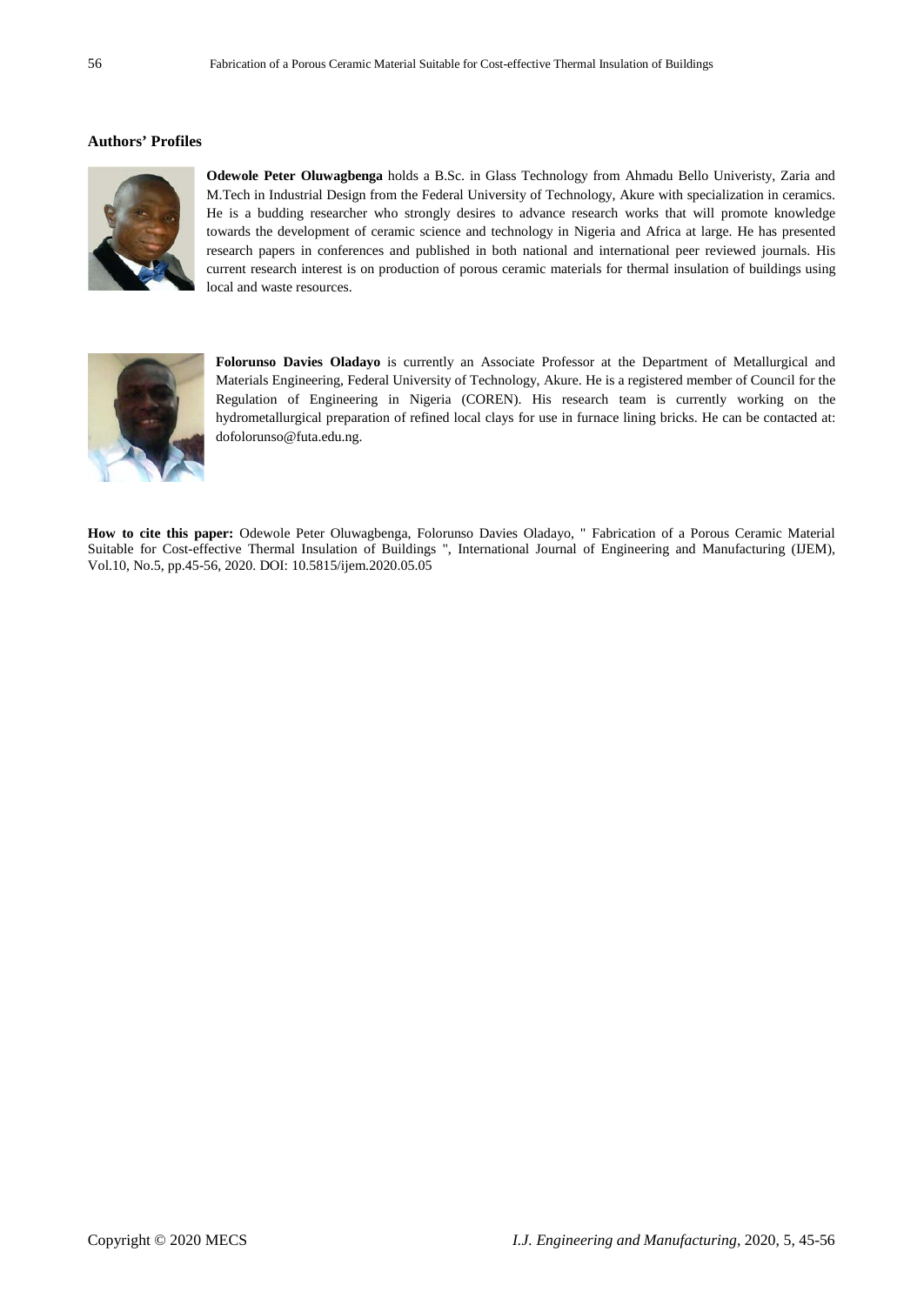**Authors' Profiles**

**Odewole Peter Oluwagbenga** holds a B.Sc. in Glass Technology from Ahmadu Bello Univeristy, Zaria and M.Tech in Industrial Design from the Federal University of Technology, Akure with specialization in ceramics. He is a budding researcher who strongly desires to advance research works that will promote knowledge towards the development of ceramic science and technology in Nigeria and Africa at large. He has presented research papers in conferences and published in both national and international peer reviewed journals. His current research interest is on production of porous ceramic materials for thermal insulation of buildings using local and waste resources.

**Folorunso Davies Oladayo** is currently an Associate Professor at the Department of Metallurgical and Materials Engineering, Federal University of Technology, Akure. He is a registered member of Council for the Regulation of Engineering in Nigeria (COREN). His research team is currently working on the hydrometallurgical preparation of refined local clays for use in furnace lining bricks. He can be contacted at: dofolorunso@futa.edu.ng.

**How to cite this paper:** Odewole Peter Oluwagbenga, Folorunso Davies Oladayo, " Fabrication of a Porous Ceramic Material Suitable for Cost-effective Thermal Insulation of Buildings ", International Journal of Engineering and Manufacturing (IJEM), Vol.10, No.5, pp.45-56, 2020. DOI: 10.5815/ijem.2020.05.05